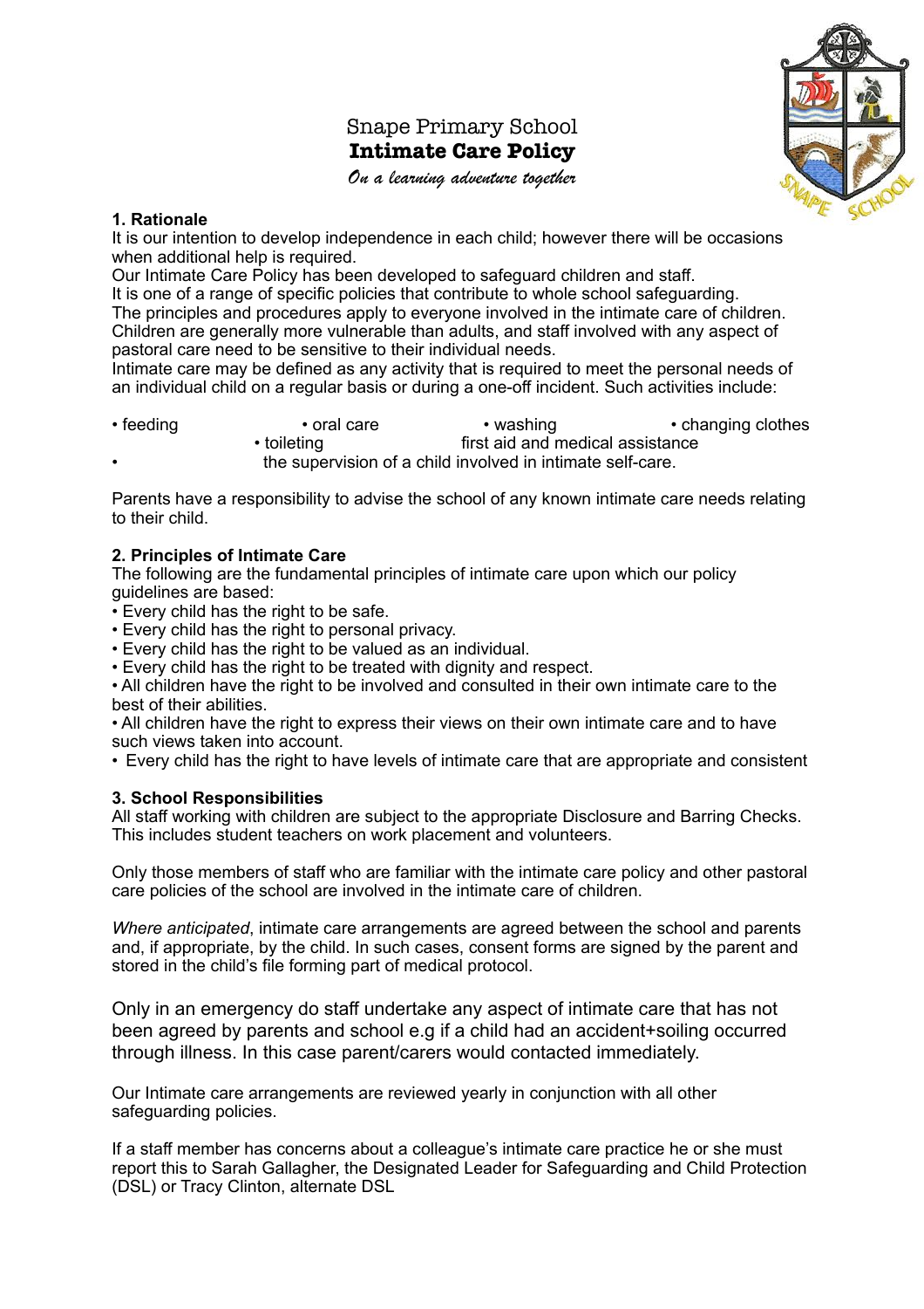# Snape Primary School
## **Intimate Care Policy**

*On a learning adventure together*

### 1. Rationale

It is our intention to develop independence in each child; however there will be occasions when additional help is required.
Our Intimate Care Policy has been developed to safeguard children and staff.
It is one of a range of specific policies that contribute to whole school safeguarding.
The principles and procedures apply to everyone involved in the intimate care of children.
Children are generally more vulnerable than adults, and staff involved with any aspect of pastoral care need to be sensitive to their individual needs.
Intimate care may be defined as any activity that is required to meet the personal needs of an individual child on a regular basis or during a one-off incident. Such activities include:

- feeding
- oral care
- washing
- changing clothes
- toileting
- first aid and medical assistance
- the supervision of a child involved in intimate self-care.

Parents have a responsibility to advise the school of any known intimate care needs relating to their child.

### 2. Principles of Intimate Care

The following are the fundamental principles of intimate care upon which our policy guidelines are based:

- Every child has the right to be safe.
- Every child has the right to personal privacy.
- Every child has the right to be valued as an individual.
- Every child has the right to be treated with dignity and respect.
- All children have the right to be involved and consulted in their own intimate care to the best of their abilities.
- All children have the right to express their views on their own intimate care and to have such views taken into account.
- Every child has the right to have levels of intimate care that are appropriate and consistent

### 3. School Responsibilities

All staff working with children are subject to the appropriate Disclosure and Barring Checks. This includes student teachers on work placement and volunteers.

Only those members of staff who are familiar with the intimate care policy and other pastoral care policies of the school are involved in the intimate care of children.

*Where anticipated*, intimate care arrangements are agreed between the school and parents and, if appropriate, by the child. In such cases, consent forms are signed by the parent and stored in the child's file forming part of medical protocol.

Only in an emergency do staff undertake any aspect of intimate care that has not been agreed by parents and school e.g if a child had an accident+soiling occurred through illness. In this case parent/carers would contacted immediately.

Our Intimate care arrangements are reviewed yearly in conjunction with all other safeguarding policies.

If a staff member has concerns about a colleague's intimate care practice he or she must report this to Sarah Gallagher, the Designated Leader for Safeguarding and Child Protection (DSL) or Tracy Clinton, alternate DSL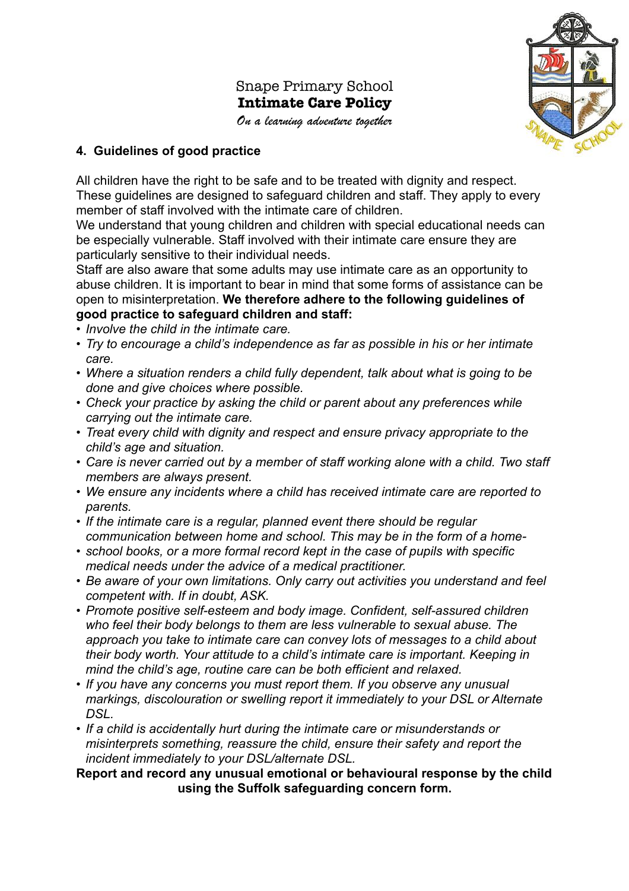Snape Primary School
**Intimate Care Policy**
*On a learning adventure together*

## 4. Guidelines of good practice

All children have the right to be safe and to be treated with dignity and respect. These guidelines are designed to safeguard children and staff. They apply to every member of staff involved with the intimate care of children.
We understand that young children and children with special educational needs can be especially vulnerable. Staff involved with their intimate care ensure they are particularly sensitive to their individual needs.
Staff are also aware that some adults may use intimate care as an opportunity to abuse children. It is important to bear in mind that some forms of assistance can be open to misinterpretation. **We therefore adhere to the following guidelines of good practice to safeguard children and staff:**

- *Involve the child in the intimate care.*
- *Try to encourage a child's independence as far as possible in his or her intimate care.*
- *Where a situation renders a child fully dependent, talk about what is going to be done and give choices where possible.*
- *Check your practice by asking the child or parent about any preferences while carrying out the intimate care.*
- *Treat every child with dignity and respect and ensure privacy appropriate to the child's age and situation.*
- *Care is never carried out by a member of staff working alone with a child. Two staff members are always present.*
- *We ensure any incidents where a child has received intimate care are reported to parents.*
- *If the intimate care is a regular, planned event there should be regular communication between home and school. This may be in the form of a home-*
- *school books, or a more formal record kept in the case of pupils with specific medical needs under the advice of a medical practitioner.*
- *Be aware of your own limitations. Only carry out activities you understand and feel competent with. If in doubt, ASK.*
- *Promote positive self-esteem and body image. Confident, self-assured children who feel their body belongs to them are less vulnerable to sexual abuse. The approach you take to intimate care can convey lots of messages to a child about their body worth. Your attitude to a child's intimate care is important. Keeping in mind the child's age, routine care can be both efficient and relaxed.*
- *If you have any concerns you must report them. If you observe any unusual markings, discolouration or swelling report it immediately to your DSL or Alternate DSL.*
- *If a child is accidentally hurt during the intimate care or misunderstands or misinterprets something, reassure the child, ensure their safety and report the incident immediately to your DSL/alternate DSL.*

**Report and record any unusual emotional or behavioural response by the child using the Suffolk safeguarding concern form.**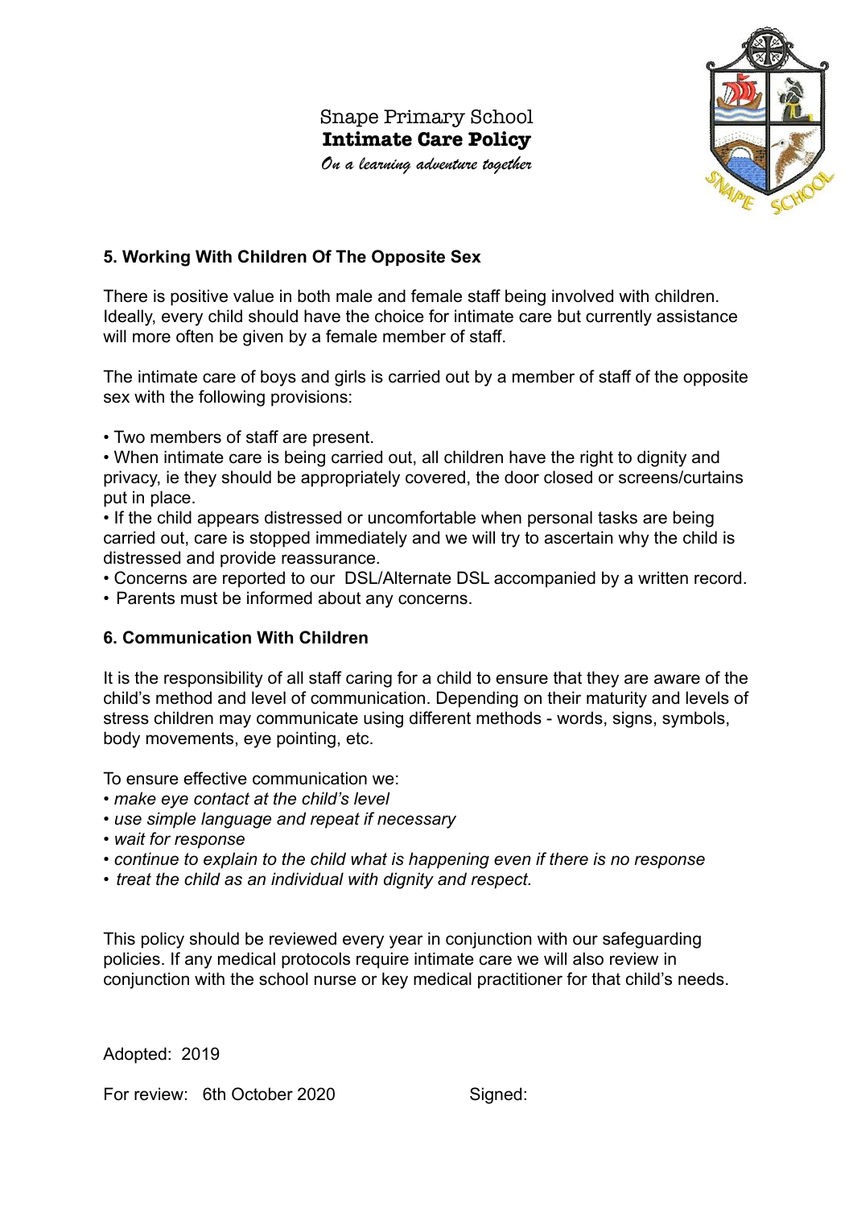Snape Primary School
**Intimate Care Policy**
*On a learning adventure together*

### 5. Working With Children Of The Opposite Sex

There is positive value in both male and female staff being involved with children. Ideally, every child should have the choice for intimate care but currently assistance will more often be given by a female member of staff.

The intimate care of boys and girls is carried out by a member of staff of the opposite sex with the following provisions:

- Two members of staff are present.
- When intimate care is being carried out, all children have the right to dignity and privacy, ie they should be appropriately covered, the door closed or screens/curtains put in place.
- If the child appears distressed or uncomfortable when personal tasks are being carried out, care is stopped immediately and we will try to ascertain why the child is distressed and provide reassurance.
- Concerns are reported to our DSL/Alternate DSL accompanied by a written record.
- Parents must be informed about any concerns.

### 6. Communication With Children

It is the responsibility of all staff caring for a child to ensure that they are aware of the child's method and level of communication. Depending on their maturity and levels of stress children may communicate using different methods - words, signs, symbols, body movements, eye pointing, etc.

To ensure effective communication we:

- *make eye contact at the child's level*
- *use simple language and repeat if necessary*
- *wait for response*
- *continue to explain to the child what is happening even if there is no response*
- *treat the child as an individual with dignity and respect.*

This policy should be reviewed every year in conjunction with our safeguarding policies. If any medical protocols require intimate care we will also review in conjunction with the school nurse or key medical practitioner for that child's needs.

Adopted: 2019

For review: 6th October 2020 Signed: